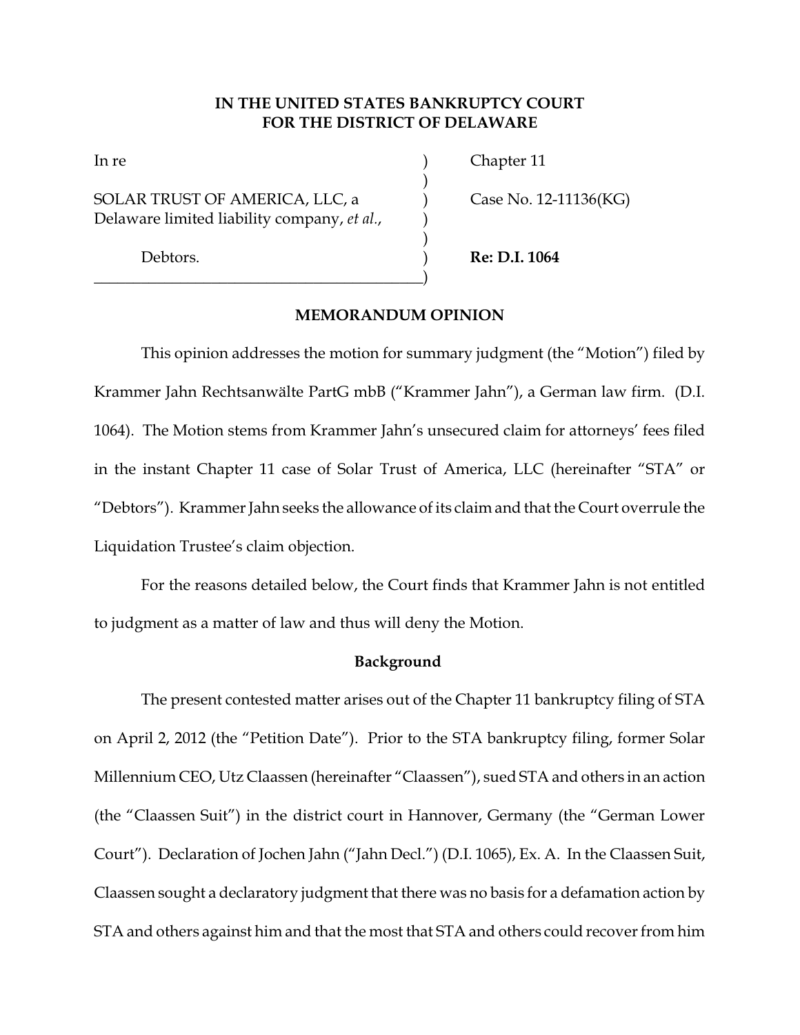**IN THE UNITED STATES BANKRUPTCY COURT**
**FOR THE DISTRICT OF DELAWARE**

| | | |
|---|---|---|
| In re | ) | Chapter 11 |
| | ) | |
| SOLAR TRUST OF AMERICA, LLC, a Delaware limited liability company, *et al.*, | ) | Case No. 12-11136(KG) |
| | ) | |
| Debtors. | ) | **Re: D.I. 1064** |

**MEMORANDUM OPINION**

This opinion addresses the motion for summary judgment (the "Motion") filed by Krammer Jahn Rechtsanwälte PartG mbB ("Krammer Jahn"), a German law firm. (D.I. 1064). The Motion stems from Krammer Jahn's unsecured claim for attorneys' fees filed in the instant Chapter 11 case of Solar Trust of America, LLC (hereinafter "STA" or "Debtors"). Krammer Jahn seeks the allowance of its claim and that the Court overrule the Liquidation Trustee's claim objection.

For the reasons detailed below, the Court finds that Krammer Jahn is not entitled to judgment as a matter of law and thus will deny the Motion.

**Background**

The present contested matter arises out of the Chapter 11 bankruptcy filing of STA on April 2, 2012 (the "Petition Date"). Prior to the STA bankruptcy filing, former Solar Millennium CEO, Utz Claassen (hereinafter "Claassen"), sued STA and others in an action (the "Claassen Suit") in the district court in Hannover, Germany (the "German Lower Court"). Declaration of Jochen Jahn ("Jahn Decl.") (D.I. 1065), Ex. A. In the Claassen Suit, Claassen sought a declaratory judgment that there was no basis for a defamation action by STA and others against him and that the most that STA and others could recover from him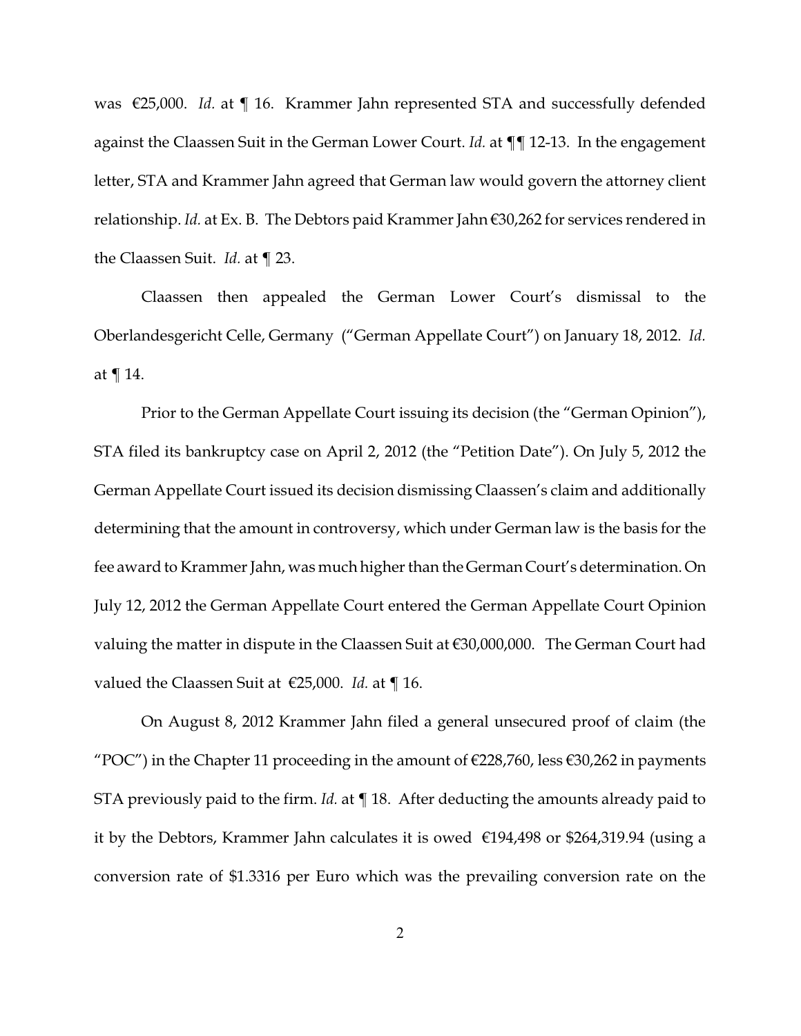was €25,000. *Id.* at ¶ 16. Krammer Jahn represented STA and successfully defended against the Claassen Suit in the German Lower Court. *Id.* at ¶¶ 12-13. In the engagement letter, STA and Krammer Jahn agreed that German law would govern the attorney client relationship. *Id.* at Ex. B. The Debtors paid Krammer Jahn €30,262 for services rendered in the Claassen Suit. *Id.* at ¶ 23.

Claassen then appealed the German Lower Court's dismissal to the Oberlandesgericht Celle, Germany ("German Appellate Court") on January 18, 2012. *Id.* at ¶ 14.

Prior to the German Appellate Court issuing its decision (the "German Opinion"), STA filed its bankruptcy case on April 2, 2012 (the "Petition Date"). On July 5, 2012 the German Appellate Court issued its decision dismissing Claassen's claim and additionally determining that the amount in controversy, which under German law is the basis for the fee award to Krammer Jahn, was much higher than the German Court's determination. On July 12, 2012 the German Appellate Court entered the German Appellate Court Opinion valuing the matter in dispute in the Claassen Suit at €30,000,000. The German Court had valued the Claassen Suit at €25,000. *Id.* at ¶ 16.

On August 8, 2012 Krammer Jahn filed a general unsecured proof of claim (the "POC") in the Chapter 11 proceeding in the amount of €228,760, less €30,262 in payments STA previously paid to the firm. *Id.* at ¶ 18. After deducting the amounts already paid to it by the Debtors, Krammer Jahn calculates it is owed €194,498 or $264,319.94 (using a conversion rate of $1.3316 per Euro which was the prevailing conversion rate on the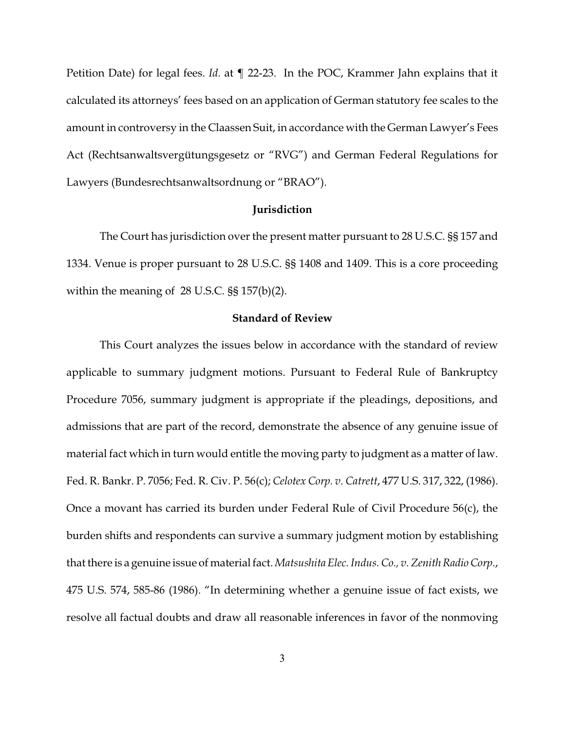Petition Date) for legal fees. *Id*. at ¶ 22-23. In the POC, Krammer Jahn explains that it calculated its attorneys' fees based on an application of German statutory fee scales to the amount in controversy in the Claassen Suit, in accordance with the German Lawyer's Fees Act (Rechtsanwaltsvergütungsgesetz or "RVG") and German Federal Regulations for Lawyers (Bundesrechtsanwaltsordnung or "BRAO").

**Jurisdiction**

The Court has jurisdiction over the present matter pursuant to 28 U.S.C. §§ 157 and 1334. Venue is proper pursuant to 28 U.S.C. §§ 1408 and 1409. This is a core proceeding within the meaning of 28 U.S.C. §§ 157(b)(2).

**Standard of Review**

This Court analyzes the issues below in accordance with the standard of review applicable to summary judgment motions. Pursuant to Federal Rule of Bankruptcy Procedure 7056, summary judgment is appropriate if the pleadings, depositions, and admissions that are part of the record, demonstrate the absence of any genuine issue of material fact which in turn would entitle the moving party to judgment as a matter of law. Fed. R. Bankr. P. 7056; Fed. R. Civ. P. 56(c); *Celotex Corp. v. Catrett*, 477 U.S. 317, 322, (1986). Once a movant has carried its burden under Federal Rule of Civil Procedure 56(c), the burden shifts and respondents can survive a summary judgment motion by establishing that there is a genuine issue of material fact. *Matsushita Elec. Indus. Co., v. Zenith Radio Corp.*, 475 U.S. 574, 585-86 (1986). "In determining whether a genuine issue of fact exists, we resolve all factual doubts and draw all reasonable inferences in favor of the nonmoving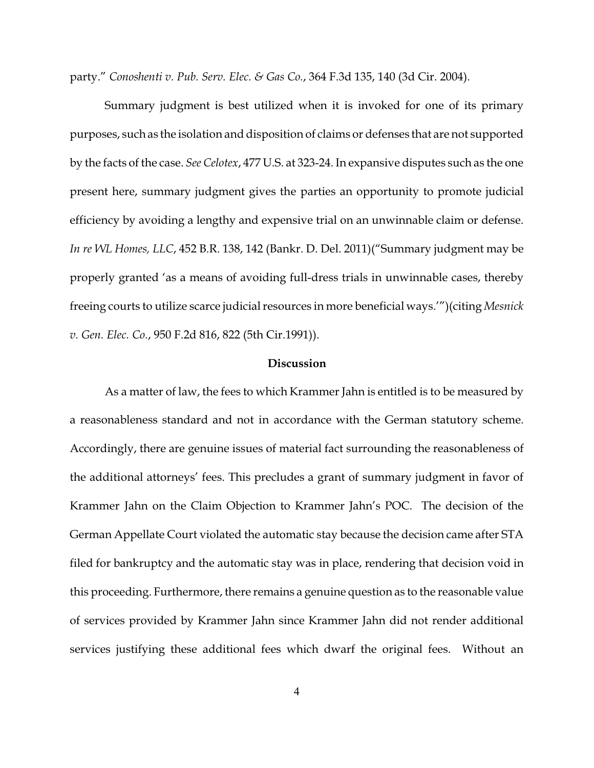party." *Conoshenti v. Pub. Serv. Elec. & Gas Co.*, 364 F.3d 135, 140 (3d Cir. 2004).

Summary judgment is best utilized when it is invoked for one of its primary purposes, such as the isolation and disposition of claims or defenses that are not supported by the facts of the case. *See Celotex*, 477 U.S. at 323-24. In expansive disputes such as the one present here, summary judgment gives the parties an opportunity to promote judicial efficiency by avoiding a lengthy and expensive trial on an unwinnable claim or defense. *In re WL Homes, LLC*, 452 B.R. 138, 142 (Bankr. D. Del. 2011)("Summary judgment may be properly granted 'as a means of avoiding full-dress trials in unwinnable cases, thereby freeing courts to utilize scarce judicial resources in more beneficial ways.'")(citing *Mesnick v. Gen. Elec. Co.*, 950 F.2d 816, 822 (5th Cir.1991)).

**Discussion**

As a matter of law, the fees to which Krammer Jahn is entitled is to be measured by a reasonableness standard and not in accordance with the German statutory scheme. Accordingly, there are genuine issues of material fact surrounding the reasonableness of the additional attorneys' fees. This precludes a grant of summary judgment in favor of Krammer Jahn on the Claim Objection to Krammer Jahn's POC. The decision of the German Appellate Court violated the automatic stay because the decision came after STA filed for bankruptcy and the automatic stay was in place, rendering that decision void in this proceeding. Furthermore, there remains a genuine question as to the reasonable value of services provided by Krammer Jahn since Krammer Jahn did not render additional services justifying these additional fees which dwarf the original fees. Without an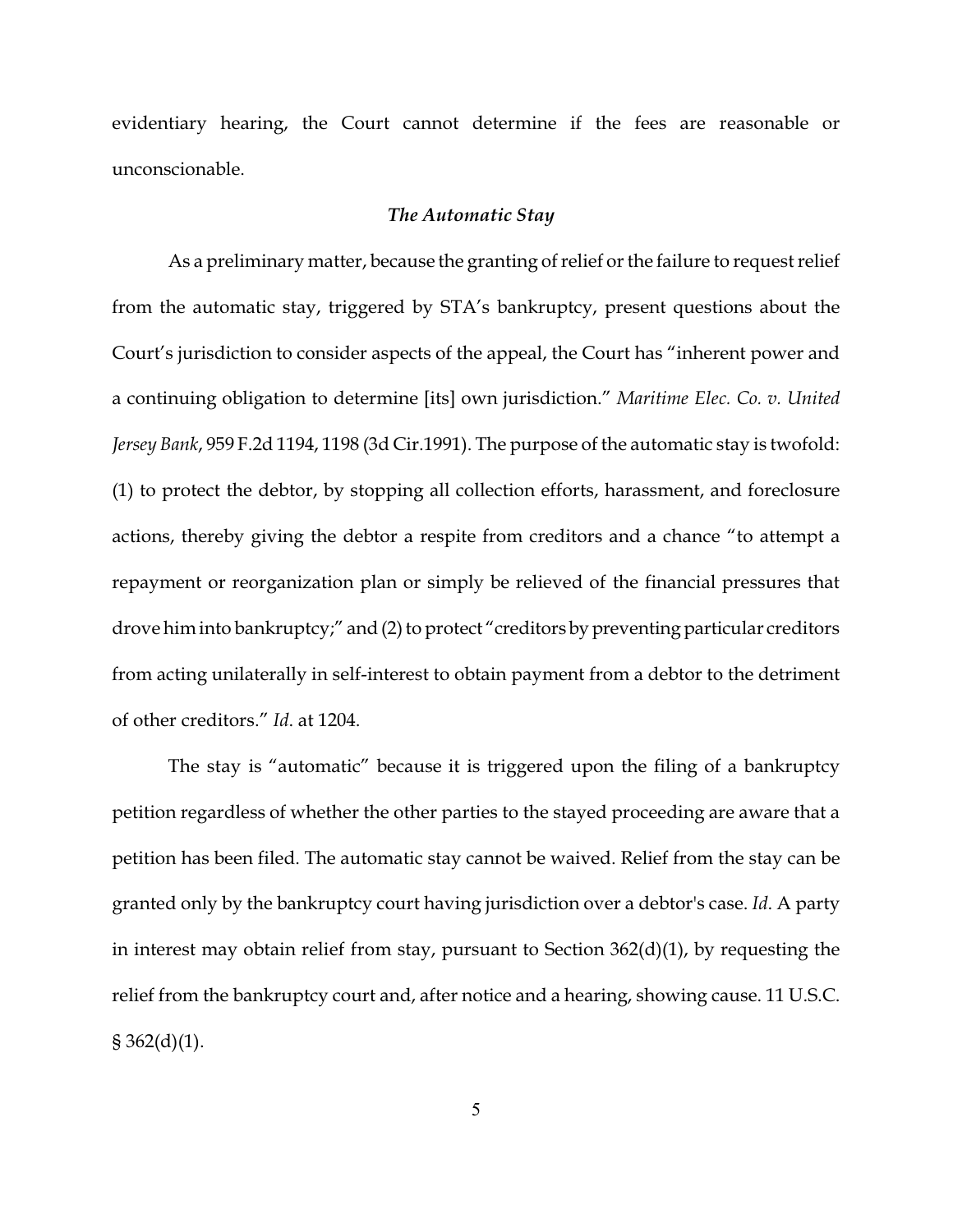evidentiary hearing, the Court cannot determine if the fees are reasonable or unconscionable.

### *The Automatic Stay*

As a preliminary matter, because the granting of relief or the failure to request relief from the automatic stay, triggered by STA's bankruptcy, present questions about the Court's jurisdiction to consider aspects of the appeal, the Court has "inherent power and a continuing obligation to determine [its] own jurisdiction." *Maritime Elec. Co. v. United Jersey Bank*, 959 F.2d 1194, 1198 (3d Cir.1991). The purpose of the automatic stay is twofold: (1) to protect the debtor, by stopping all collection efforts, harassment, and foreclosure actions, thereby giving the debtor a respite from creditors and a chance "to attempt a repayment or reorganization plan or simply be relieved of the financial pressures that drove him into bankruptcy;" and (2) to protect "creditors by preventing particular creditors from acting unilaterally in self-interest to obtain payment from a debtor to the detriment of other creditors." *Id*. at 1204.

The stay is "automatic" because it is triggered upon the filing of a bankruptcy petition regardless of whether the other parties to the stayed proceeding are aware that a petition has been filed. The automatic stay cannot be waived. Relief from the stay can be granted only by the bankruptcy court having jurisdiction over a debtor's case. *Id*. A party in interest may obtain relief from stay, pursuant to Section 362(d)(1), by requesting the relief from the bankruptcy court and, after notice and a hearing, showing cause. 11 U.S.C. § 362(d)(1).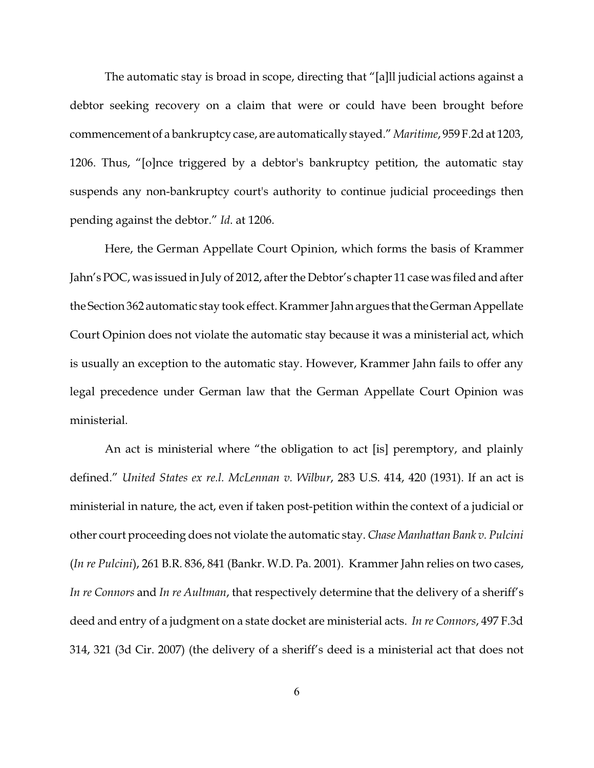The automatic stay is broad in scope, directing that "[a]ll judicial actions against a debtor seeking recovery on a claim that were or could have been brought before commencement of a bankruptcy case, are automatically stayed." *Maritime*, 959 F.2d at 1203, 1206. Thus, "[o]nce triggered by a debtor's bankruptcy petition, the automatic stay suspends any non-bankruptcy court's authority to continue judicial proceedings then pending against the debtor." *Id.* at 1206.

Here, the German Appellate Court Opinion, which forms the basis of Krammer Jahn's POC, was issued in July of 2012, after the Debtor's chapter 11 case was filed and after the Section 362 automatic stay took effect. Krammer Jahn argues that the German Appellate Court Opinion does not violate the automatic stay because it was a ministerial act, which is usually an exception to the automatic stay. However, Krammer Jahn fails to offer any legal precedence under German law that the German Appellate Court Opinion was ministerial.

An act is ministerial where "the obligation to act [is] peremptory, and plainly defined." *United States ex re.l. McLennan v. Wilbur*, 283 U.S. 414, 420 (1931). If an act is ministerial in nature, the act, even if taken post-petition within the context of a judicial or other court proceeding does not violate the automatic stay. *Chase Manhattan Bank v. Pulcini* (*In re Pulcini*), 261 B.R. 836, 841 (Bankr. W.D. Pa. 2001). Krammer Jahn relies on two cases, *In re Connors* and *In re Aultman*, that respectively determine that the delivery of a sheriff's deed and entry of a judgment on a state docket are ministerial acts. *In re Connors*, 497 F.3d 314, 321 (3d Cir. 2007) (the delivery of a sheriff's deed is a ministerial act that does not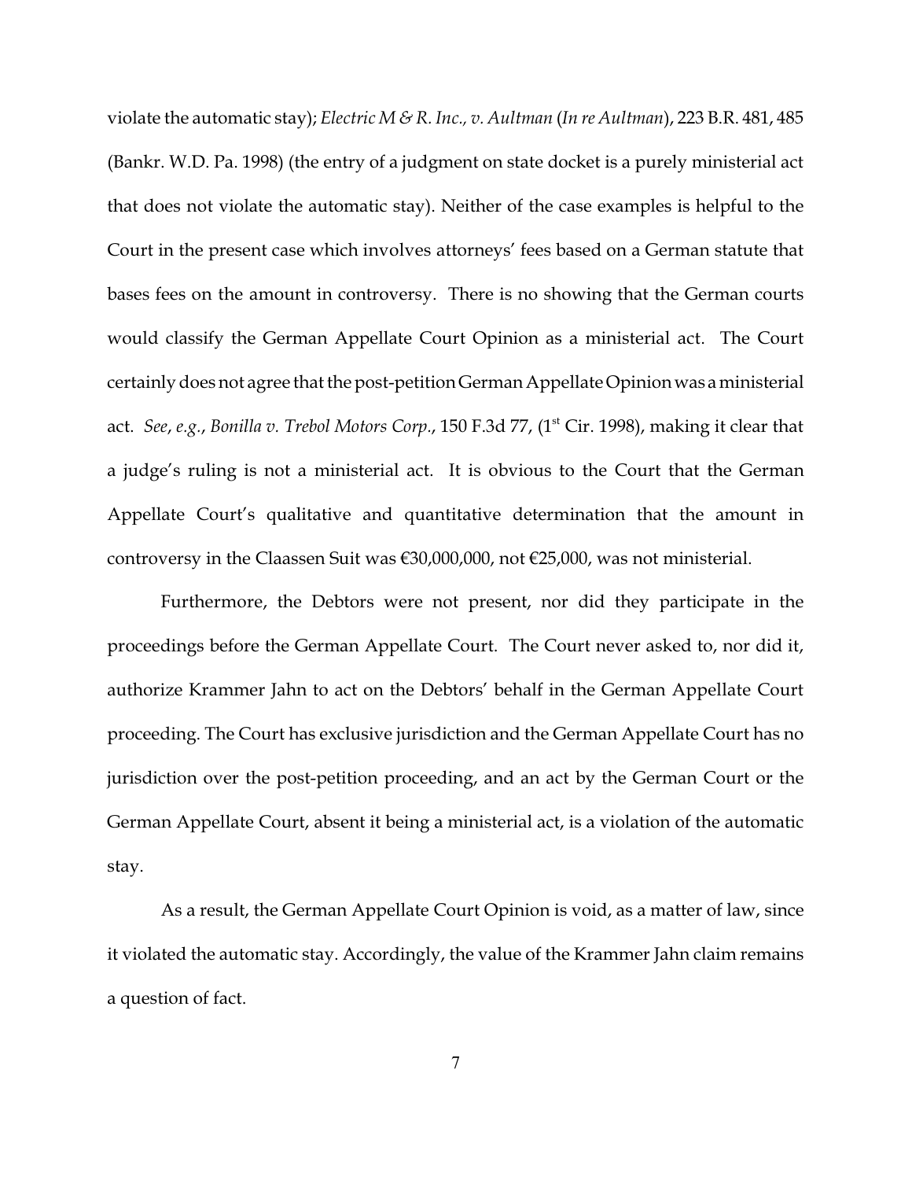violate the automatic stay); *Electric M & R. Inc., v. Aultman* (*In re Aultman*), 223 B.R. 481, 485 (Bankr. W.D. Pa. 1998) (the entry of a judgment on state docket is a purely ministerial act that does not violate the automatic stay). Neither of the case examples is helpful to the Court in the present case which involves attorneys' fees based on a German statute that bases fees on the amount in controversy. There is no showing that the German courts would classify the German Appellate Court Opinion as a ministerial act. The Court certainly does not agree that the post-petition German Appellate Opinion was a ministerial act. *See*, *e.g.*, *Bonilla v. Trebol Motors Corp.*, 150 F.3d 77, (1st Cir. 1998), making it clear that a judge's ruling is not a ministerial act. It is obvious to the Court that the German Appellate Court's qualitative and quantitative determination that the amount in controversy in the Claassen Suit was €30,000,000, not €25,000, was not ministerial.

Furthermore, the Debtors were not present, nor did they participate in the proceedings before the German Appellate Court. The Court never asked to, nor did it, authorize Krammer Jahn to act on the Debtors' behalf in the German Appellate Court proceeding. The Court has exclusive jurisdiction and the German Appellate Court has no jurisdiction over the post-petition proceeding, and an act by the German Court or the German Appellate Court, absent it being a ministerial act, is a violation of the automatic stay.

As a result, the German Appellate Court Opinion is void, as a matter of law, since it violated the automatic stay. Accordingly, the value of the Krammer Jahn claim remains a question of fact.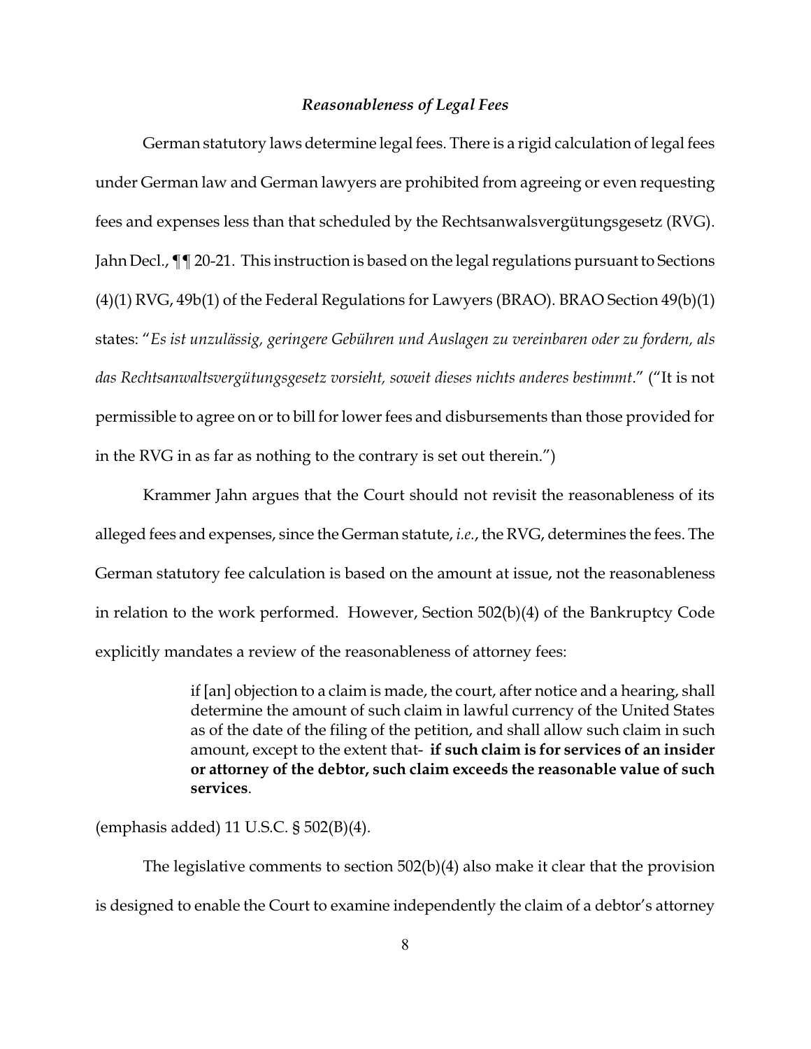### ***Reasonableness of Legal Fees***

German statutory laws determine legal fees. There is a rigid calculation of legal fees under German law and German lawyers are prohibited from agreeing or even requesting fees and expenses less than that scheduled by the Rechtsanwalsvergütungsgesetz (RVG). Jahn Decl., ¶¶ 20-21. This instruction is based on the legal regulations pursuant to Sections (4)(1) RVG, 49b(1) of the Federal Regulations for Lawyers (BRAO). BRAO Section 49(b)(1) states: "*Es ist unzulässig, geringere Gebühren und Auslagen zu vereinbaren oder zu fordern, als das Rechtsanwaltsvergütungsgesetz vorsieht, soweit dieses nichts anderes bestimmt*." ("It is not permissible to agree on or to bill for lower fees and disbursements than those provided for in the RVG in as far as nothing to the contrary is set out therein.")

Krammer Jahn argues that the Court should not revisit the reasonableness of its alleged fees and expenses, since the German statute, *i.e.*, the RVG, determines the fees. The German statutory fee calculation is based on the amount at issue, not the reasonableness in relation to the work performed. However, Section 502(b)(4) of the Bankruptcy Code explicitly mandates a review of the reasonableness of attorney fees:

> if [an] objection to a claim is made, the court, after notice and a hearing, shall determine the amount of such claim in lawful currency of the United States as of the date of the filing of the petition, and shall allow such claim in such amount, except to the extent that- **if such claim is for services of an insider or attorney of the debtor, such claim exceeds the reasonable value of such services**.

(emphasis added) 11 U.S.C. § 502(B)(4).

The legislative comments to section 502(b)(4) also make it clear that the provision is designed to enable the Court to examine independently the claim of a debtor's attorney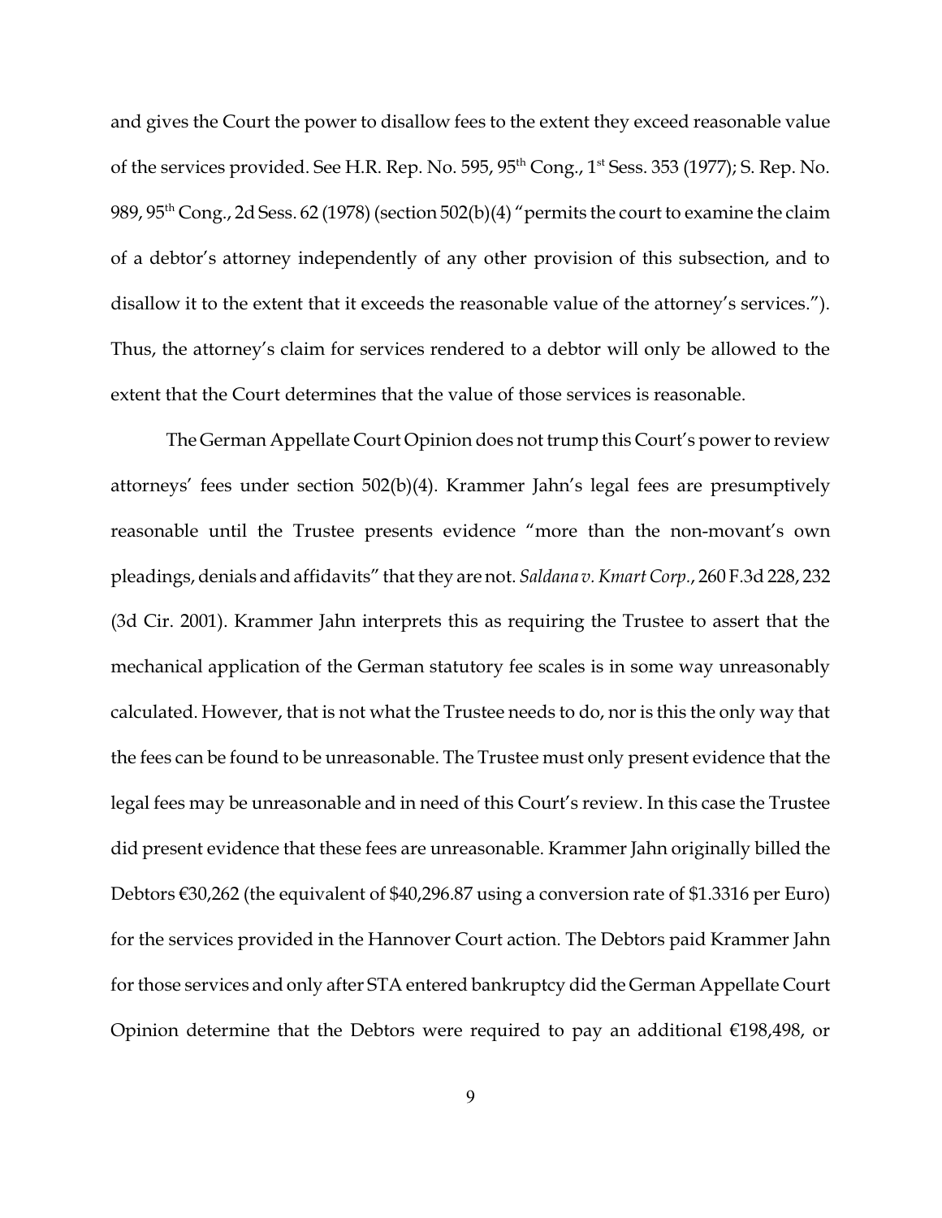and gives the Court the power to disallow fees to the extent they exceed reasonable value of the services provided. See H.R. Rep. No. 595, 95th Cong., 1st Sess. 353 (1977); S. Rep. No. 989, 95th Cong., 2d Sess. 62 (1978) (section 502(b)(4) "permits the court to examine the claim of a debtor's attorney independently of any other provision of this subsection, and to disallow it to the extent that it exceeds the reasonable value of the attorney's services."). Thus, the attorney's claim for services rendered to a debtor will only be allowed to the extent that the Court determines that the value of those services is reasonable.

The German Appellate Court Opinion does not trump this Court's power to review attorneys' fees under section 502(b)(4). Krammer Jahn's legal fees are presumptively reasonable until the Trustee presents evidence "more than the non-movant's own pleadings, denials and affidavits" that they are not. *Saldana v. Kmart Corp.*, 260 F.3d 228, 232 (3d Cir. 2001). Krammer Jahn interprets this as requiring the Trustee to assert that the mechanical application of the German statutory fee scales is in some way unreasonably calculated. However, that is not what the Trustee needs to do, nor is this the only way that the fees can be found to be unreasonable. The Trustee must only present evidence that the legal fees may be unreasonable and in need of this Court's review. In this case the Trustee did present evidence that these fees are unreasonable. Krammer Jahn originally billed the Debtors €30,262 (the equivalent of $40,296.87 using a conversion rate of $1.3316 per Euro) for the services provided in the Hannover Court action. The Debtors paid Krammer Jahn for those services and only after STA entered bankruptcy did the German Appellate Court Opinion determine that the Debtors were required to pay an additional €198,498, or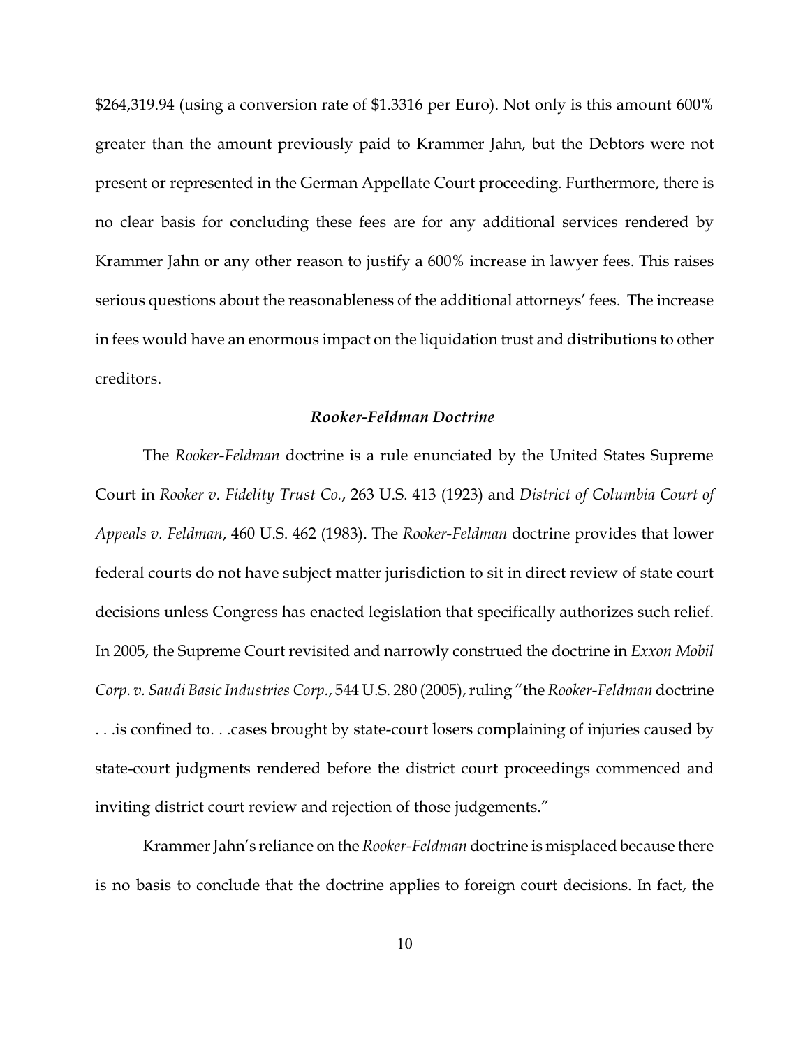$264,319.94 (using a conversion rate of $1.3316 per Euro). Not only is this amount 600% greater than the amount previously paid to Krammer Jahn, but the Debtors were not present or represented in the German Appellate Court proceeding. Furthermore, there is no clear basis for concluding these fees are for any additional services rendered by Krammer Jahn or any other reason to justify a 600% increase in lawyer fees. This raises serious questions about the reasonableness of the additional attorneys' fees. The increase in fees would have an enormous impact on the liquidation trust and distributions to other creditors.

### *Rooker-Feldman Doctrine*

The *Rooker-Feldman* doctrine is a rule enunciated by the United States Supreme Court in *Rooker v. Fidelity Trust Co.*, 263 U.S. 413 (1923) and *District of Columbia Court of Appeals v. Feldman*, 460 U.S. 462 (1983). The *Rooker-Feldman* doctrine provides that lower federal courts do not have subject matter jurisdiction to sit in direct review of state court decisions unless Congress has enacted legislation that specifically authorizes such relief. In 2005, the Supreme Court revisited and narrowly construed the doctrine in *Exxon Mobil Corp. v. Saudi Basic Industries Corp.*, 544 U.S. 280 (2005), ruling "the *Rooker-Feldman* doctrine . . .is confined to. . .cases brought by state-court losers complaining of injuries caused by state-court judgments rendered before the district court proceedings commenced and inviting district court review and rejection of those judgements."

Krammer Jahn's reliance on the *Rooker-Feldman* doctrine is misplaced because there is no basis to conclude that the doctrine applies to foreign court decisions. In fact, the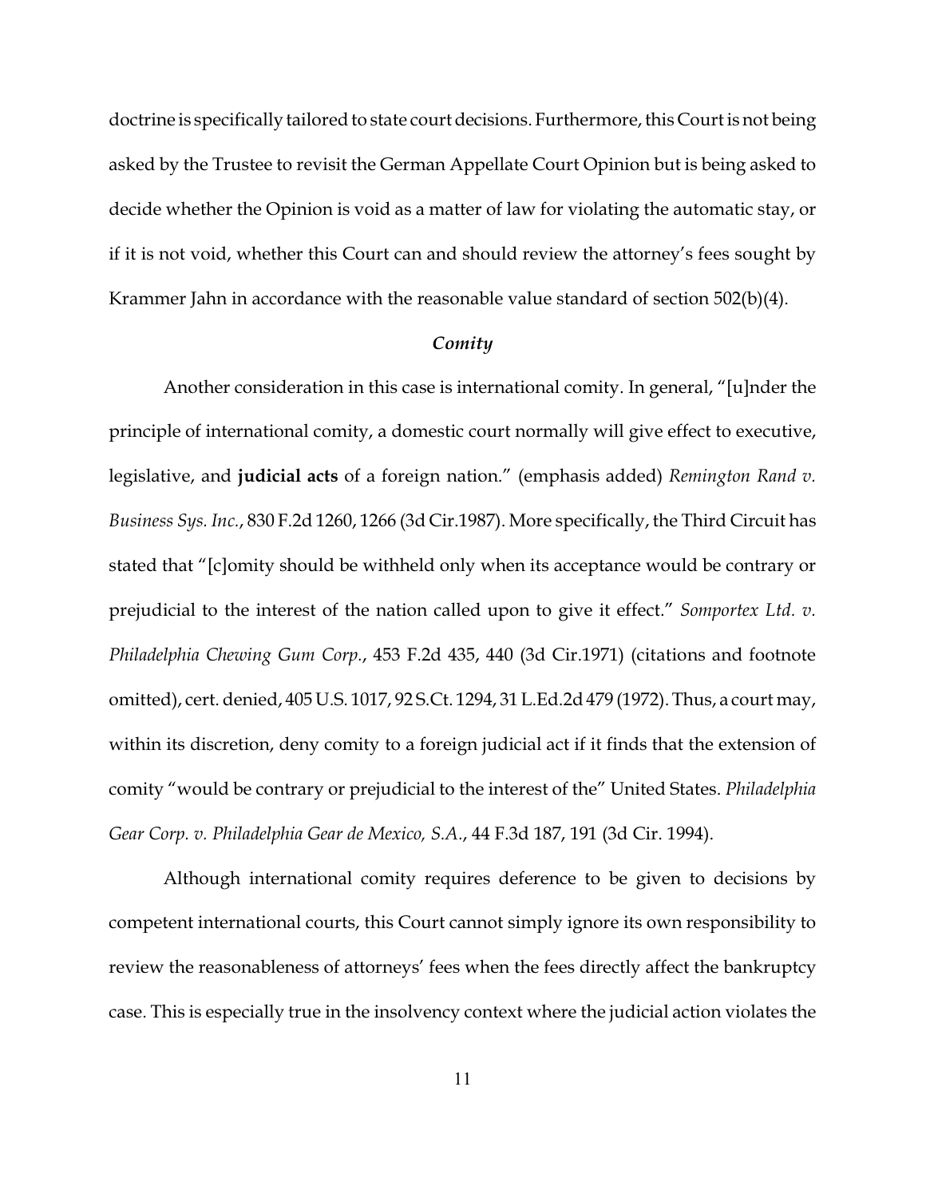doctrine is specifically tailored to state court decisions. Furthermore, this Court is not being asked by the Trustee to revisit the German Appellate Court Opinion but is being asked to decide whether the Opinion is void as a matter of law for violating the automatic stay, or if it is not void, whether this Court can and should review the attorney's fees sought by Krammer Jahn in accordance with the reasonable value standard of section 502(b)(4).

### *Comity*

Another consideration in this case is international comity. In general, "[u]nder the principle of international comity, a domestic court normally will give effect to executive, legislative, and **judicial acts** of a foreign nation." (emphasis added) *Remington Rand v. Business Sys. Inc.*, 830 F.2d 1260, 1266 (3d Cir.1987). More specifically, the Third Circuit has stated that "[c]omity should be withheld only when its acceptance would be contrary or prejudicial to the interest of the nation called upon to give it effect." *Somportex Ltd. v. Philadelphia Chewing Gum Corp.*, 453 F.2d 435, 440 (3d Cir.1971) (citations and footnote omitted), cert. denied, 405 U.S. 1017, 92 S.Ct. 1294, 31 L.Ed.2d 479 (1972). Thus, a court may, within its discretion, deny comity to a foreign judicial act if it finds that the extension of comity "would be contrary or prejudicial to the interest of the" United States. *Philadelphia Gear Corp. v. Philadelphia Gear de Mexico, S.A.*, 44 F.3d 187, 191 (3d Cir. 1994).

Although international comity requires deference to be given to decisions by competent international courts, this Court cannot simply ignore its own responsibility to review the reasonableness of attorneys' fees when the fees directly affect the bankruptcy case. This is especially true in the insolvency context where the judicial action violates the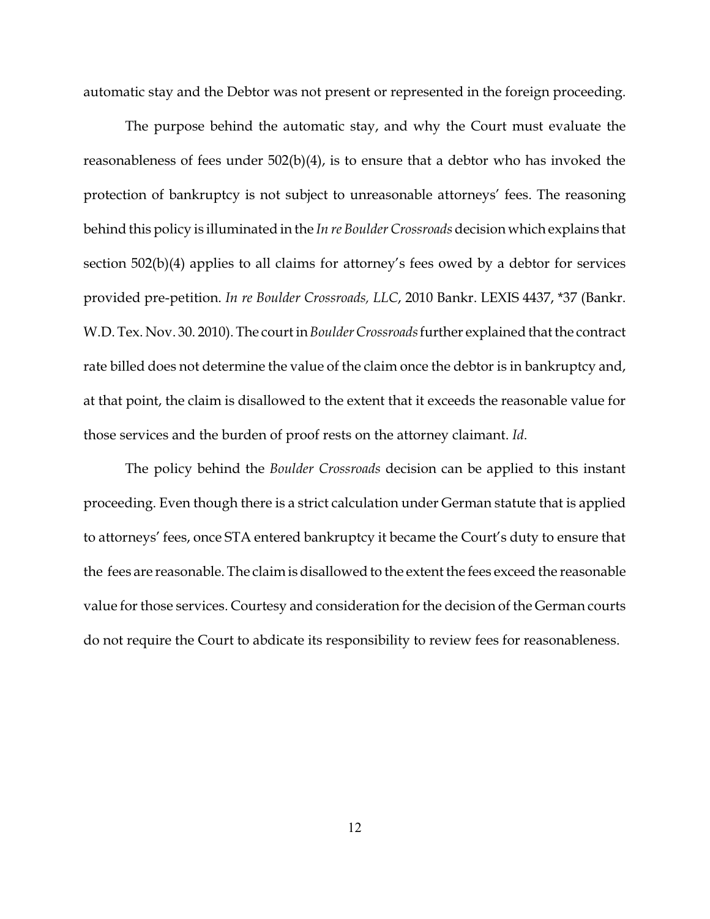automatic stay and the Debtor was not present or represented in the foreign proceeding.

The purpose behind the automatic stay, and why the Court must evaluate the reasonableness of fees under 502(b)(4), is to ensure that a debtor who has invoked the protection of bankruptcy is not subject to unreasonable attorneys' fees. The reasoning behind this policy is illuminated in the *In re Boulder Crossroads* decision which explains that section 502(b)(4) applies to all claims for attorney's fees owed by a debtor for services provided pre-petition. *In re Boulder Crossroads, LLC*, 2010 Bankr. LEXIS 4437, *37 (Bankr. W.D. Tex. Nov. 30. 2010). The court in *Boulder Crossroads* further explained that the contract rate billed does not determine the value of the claim once the debtor is in bankruptcy and, at that point, the claim is disallowed to the extent that it exceeds the reasonable value for those services and the burden of proof rests on the attorney claimant. *Id*.

The policy behind the *Boulder Crossroads* decision can be applied to this instant proceeding. Even though there is a strict calculation under German statute that is applied to attorneys' fees, once STA entered bankruptcy it became the Court's duty to ensure that the fees are reasonable. The claim is disallowed to the extent the fees exceed the reasonable value for those services. Courtesy and consideration for the decision of the German courts do not require the Court to abdicate its responsibility to review fees for reasonableness.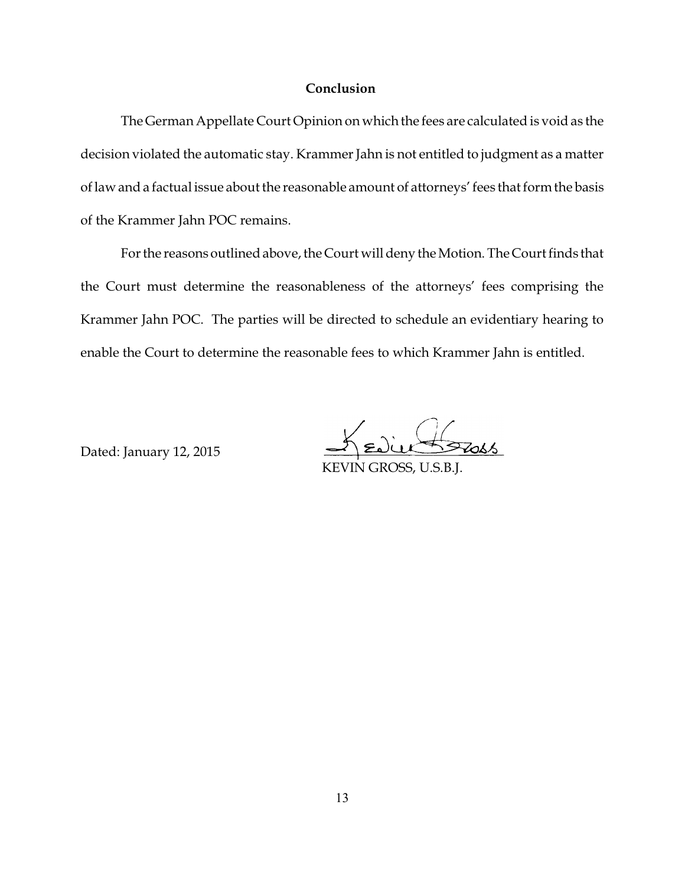## Conclusion

The German Appellate Court Opinion on which the fees are calculated is void as the decision violated the automatic stay. Krammer Jahn is not entitled to judgment as a matter of law and a factual issue about the reasonable amount of attorneys' fees that form the basis of the Krammer Jahn POC remains.

For the reasons outlined above, the Court will deny the Motion. The Court finds that the Court must determine the reasonableness of the attorneys' fees comprising the Krammer Jahn POC. The parties will be directed to schedule an evidentiary hearing to enable the Court to determine the reasonable fees to which Krammer Jahn is entitled.

Dated: January 12, 2015

KEVIN GROSS, U.S.B.J.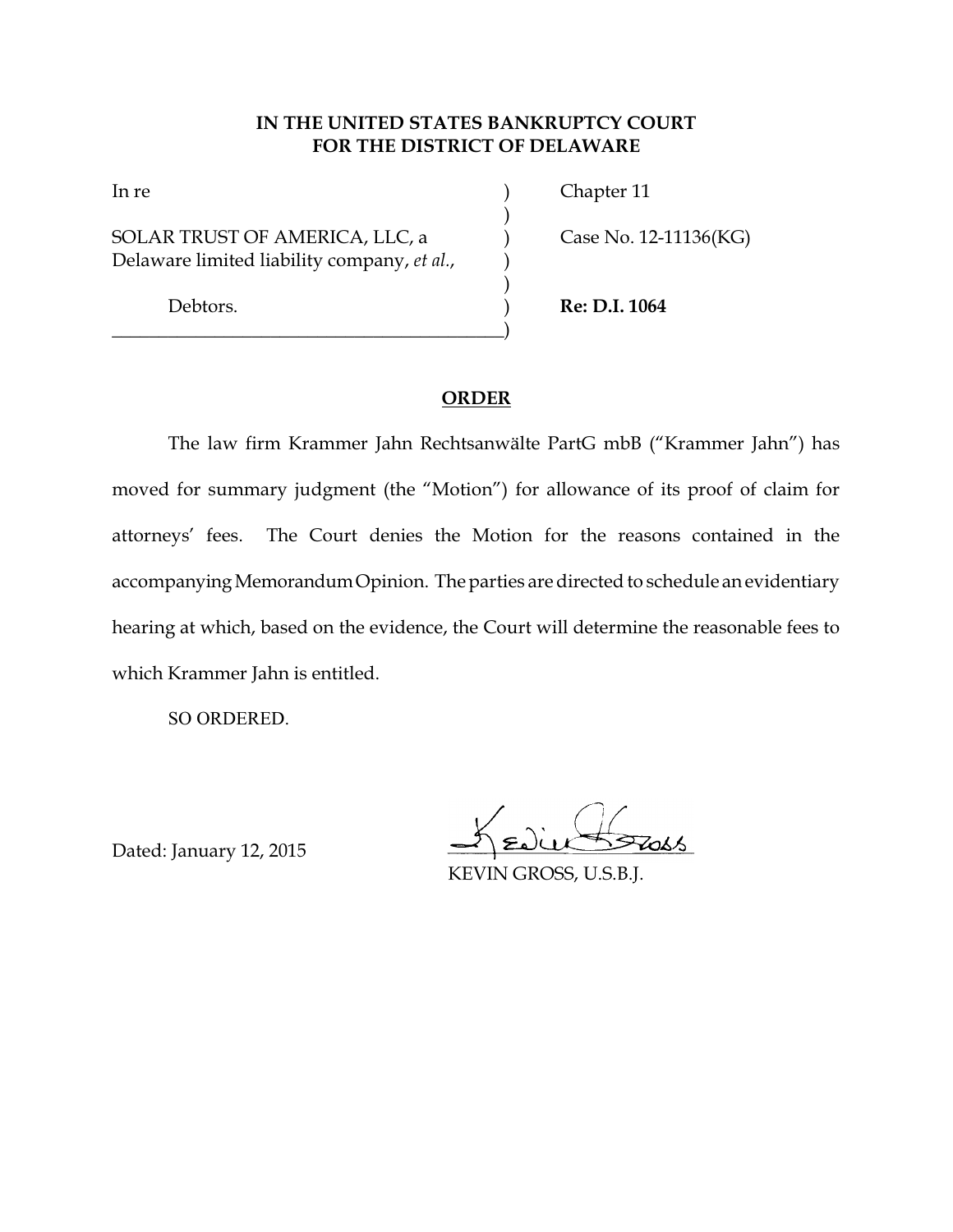**IN THE UNITED STATES BANKRUPTCY COURT**
**FOR THE DISTRICT OF DELAWARE**

| | | |
|---|---|---|
| In re | ) | Chapter 11 |
| | ) | |
| SOLAR TRUST OF AMERICA, LLC, a Delaware limited liability company, *et al.*, | ) | Case No. 12-11136(KG) |
| | ) | |
| Debtors. | ) | **Re: D.I. 1064** |

**ORDER**

The law firm Krammer Jahn Rechtsanwälte PartG mbB ("Krammer Jahn") has moved for summary judgment (the "Motion") for allowance of its proof of claim for attorneys' fees. The Court denies the Motion for the reasons contained in the accompanying Memorandum Opinion. The parties are directed to schedule an evidentiary hearing at which, based on the evidence, the Court will determine the reasonable fees to which Krammer Jahn is entitled.

SO ORDERED.

Dated: January 12, 2015

KEVIN GROSS, U.S.B.J.